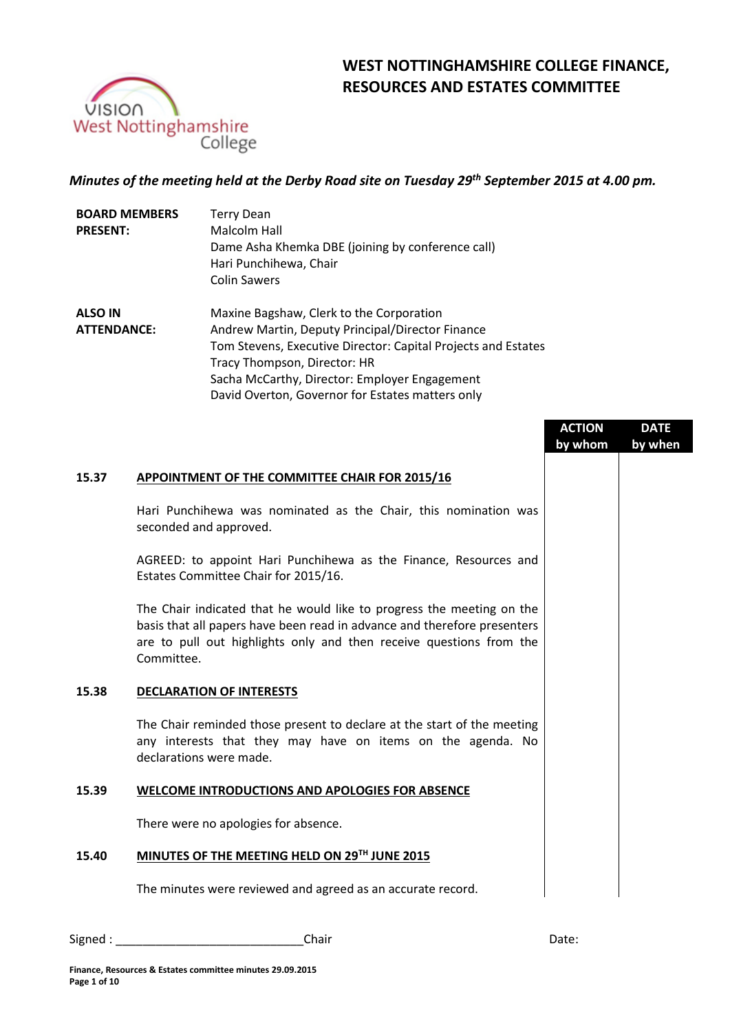# WEST NOTTINGHAMSHIRE COLLEGE FINANCE, RESOURCES AND ESTATES COMMITTEE

*Minutes of the meeting held at the Derby Road site on Tuesday 29th September 2015 at 4.00 pm.*

| | |
|---|---|
| **BOARD MEMBERS PRESENT:** | Terry Dean<br>Malcolm Hall<br>Dame Asha Khemka DBE (joining by conference call)<br>Hari Punchihewa, Chair<br>Colin Sawers |
| **ALSO IN ATTENDANCE:** | Maxine Bagshaw, Clerk to the Corporation<br>Andrew Martin, Deputy Principal/Director Finance<br>Tom Stevens, Executive Director: Capital Projects and Estates<br>Tracy Thompson, Director: HR<br>Sacha McCarthy, Director: Employer Engagement<br>David Overton, Governor for Estates matters only |

| | | ACTION by whom | DATE by when |
|---|---|---|---|
| **15.37** | **APPOINTMENT OF THE COMMITTEE CHAIR FOR 2015/16** | | |
| | Hari Punchihewa was nominated as the Chair, this nomination was seconded and approved. | | |
| | AGREED: to appoint Hari Punchihewa as the Finance, Resources and Estates Committee Chair for 2015/16. | | |
| | The Chair indicated that he would like to progress the meeting on the basis that all papers have been read in advance and therefore presenters are to pull out highlights only and then receive questions from the Committee. | | |
| **15.38** | **DECLARATION OF INTERESTS** | | |
| | The Chair reminded those present to declare at the start of the meeting any interests that they may have on items on the agenda. No declarations were made. | | |
| **15.39** | **WELCOME INTRODUCTIONS AND APOLOGIES FOR ABSENCE** | | |
| | There were no apologies for absence. | | |
| **15.40** | **MINUTES OF THE MEETING HELD ON 29TH JUNE 2015** | | |
| | The minutes were reviewed and agreed as an accurate record. | | |

Signed : ____________________________Chair Date: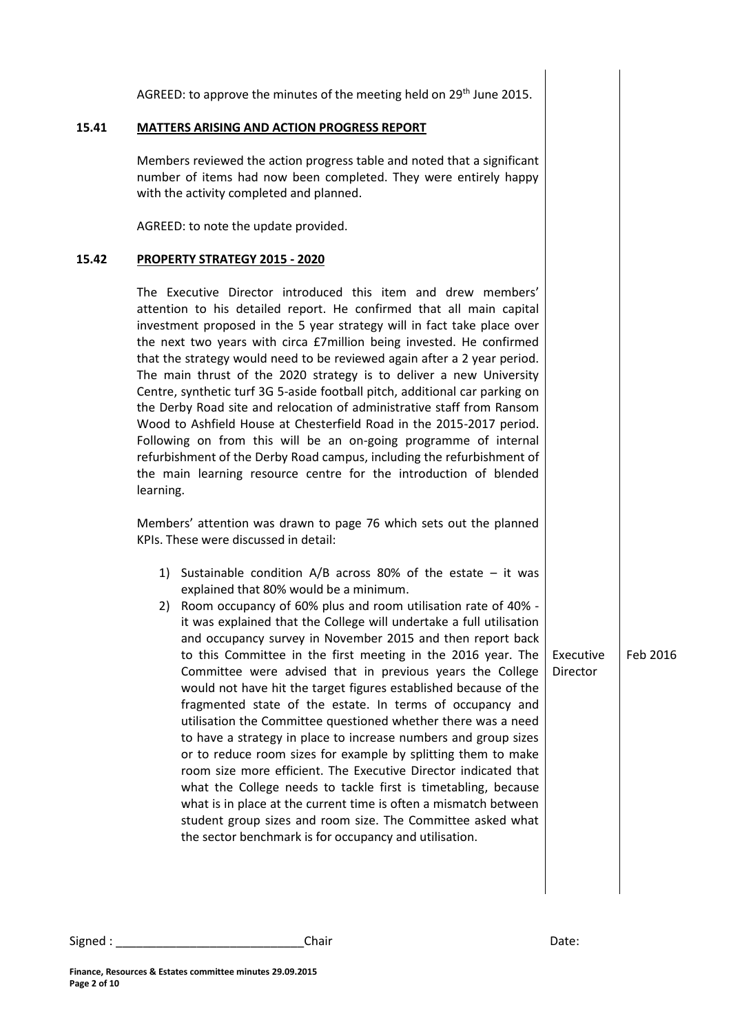AGREED: to approve the minutes of the meeting held on 29th June 2015.

## 15.41 MATTERS ARISING AND ACTION PROGRESS REPORT

Members reviewed the action progress table and noted that a significant number of items had now been completed. They were entirely happy with the activity completed and planned.

AGREED: to note the update provided.

## 15.42 PROPERTY STRATEGY 2015 - 2020

The Executive Director introduced this item and drew members' attention to his detailed report. He confirmed that all main capital investment proposed in the 5 year strategy will in fact take place over the next two years with circa £7million being invested. He confirmed that the strategy would need to be reviewed again after a 2 year period. The main thrust of the 2020 strategy is to deliver a new University Centre, synthetic turf 3G 5-aside football pitch, additional car parking on the Derby Road site and relocation of administrative staff from Ransom Wood to Ashfield House at Chesterfield Road in the 2015-2017 period. Following on from this will be an on-going programme of internal refurbishment of the Derby Road campus, including the refurbishment of the main learning resource centre for the introduction of blended learning.

Members' attention was drawn to page 76 which sets out the planned KPIs. These were discussed in detail:

1) Sustainable condition A/B across 80% of the estate – it was explained that 80% would be a minimum.
2) Room occupancy of 60% plus and room utilisation rate of 40% - it was explained that the College will undertake a full utilisation and occupancy survey in November 2015 and then report back to this Committee in the first meeting in the 2016 year. The Committee were advised that in previous years the College would not have hit the target figures established because of the fragmented state of the estate. In terms of occupancy and utilisation the Committee questioned whether there was a need to have a strategy in place to increase numbers and group sizes or to reduce room sizes for example by splitting them to make room size more efficient. The Executive Director indicated that what the College needs to tackle first is timetabling, because what is in place at the current time is often a mismatch between student group sizes and room size. The Committee asked what the sector benchmark is for occupancy and utilisation.

| Action | Date |
|---|---|
| Executive Director | Feb 2016 |

Signed : ____________________________Chair Date: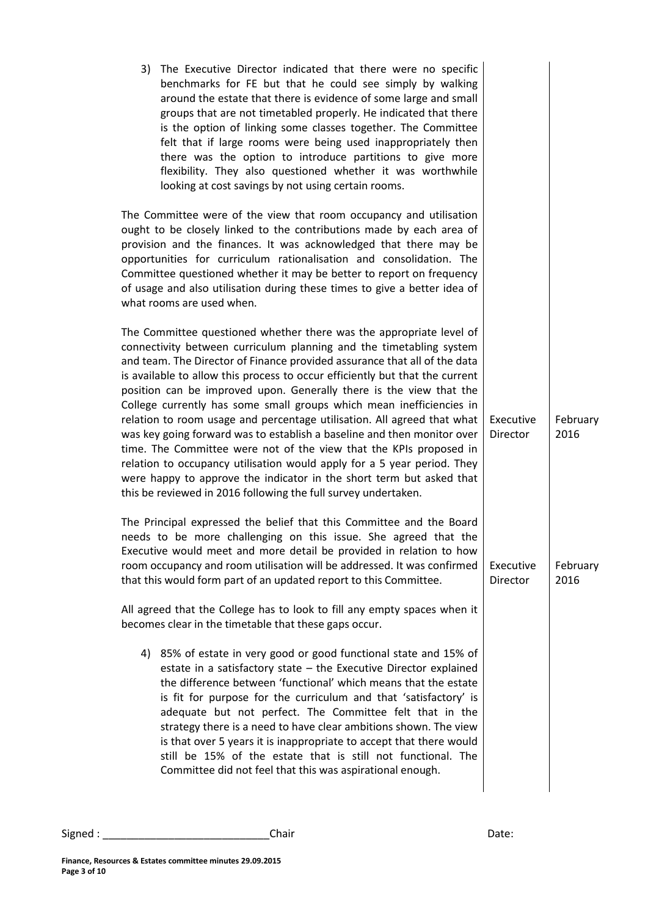| | | |
|---|---|---|
| 3) The Executive Director indicated that there were no specific benchmarks for FE but that he could see simply by walking around the estate that there is evidence of some large and small groups that are not timetabled properly. He indicated that there is the option of linking some classes together. The Committee felt that if large rooms were being used inappropriately then there was the option to introduce partitions to give more flexibility. They also questioned whether it was worthwhile looking at cost savings by not using certain rooms. | | |
| The Committee were of the view that room occupancy and utilisation ought to be closely linked to the contributions made by each area of provision and the finances. It was acknowledged that there may be opportunities for curriculum rationalisation and consolidation. The Committee questioned whether it may be better to report on frequency of usage and also utilisation during these times to give a better idea of what rooms are used when. | | |
| The Committee questioned whether there was the appropriate level of connectivity between curriculum planning and the timetabling system and team. The Director of Finance provided assurance that all of the data is available to allow this process to occur efficiently but that the current position can be improved upon. Generally there is the view that the College currently has some small groups which mean inefficiencies in relation to room usage and percentage utilisation. All agreed that what was key going forward was to establish a baseline and then monitor over time. The Committee were not of the view that the KPIs proposed in relation to occupancy utilisation would apply for a 5 year period. They were happy to approve the indicator in the short term but asked that this be reviewed in 2016 following the full survey undertaken. | Executive Director | February 2016 |
| The Principal expressed the belief that this Committee and the Board needs to be more challenging on this issue. She agreed that the Executive would meet and more detail be provided in relation to how room occupancy and room utilisation will be addressed. It was confirmed that this would form part of an updated report to this Committee. | Executive Director | February 2016 |
| All agreed that the College has to look to fill any empty spaces when it becomes clear in the timetable that these gaps occur. | | |
| 4) 85% of estate in very good or good functional state and 15% of estate in a satisfactory state – the Executive Director explained the difference between 'functional' which means that the estate is fit for purpose for the curriculum and that 'satisfactory' is adequate but not perfect. The Committee felt that in the strategy there is a need to have clear ambitions shown. The view is that over 5 years it is inappropriate to accept that there would still be 15% of the estate that is still not functional. The Committee did not feel that this was aspirational enough. | | |

Signed : ____________________________Chair Date: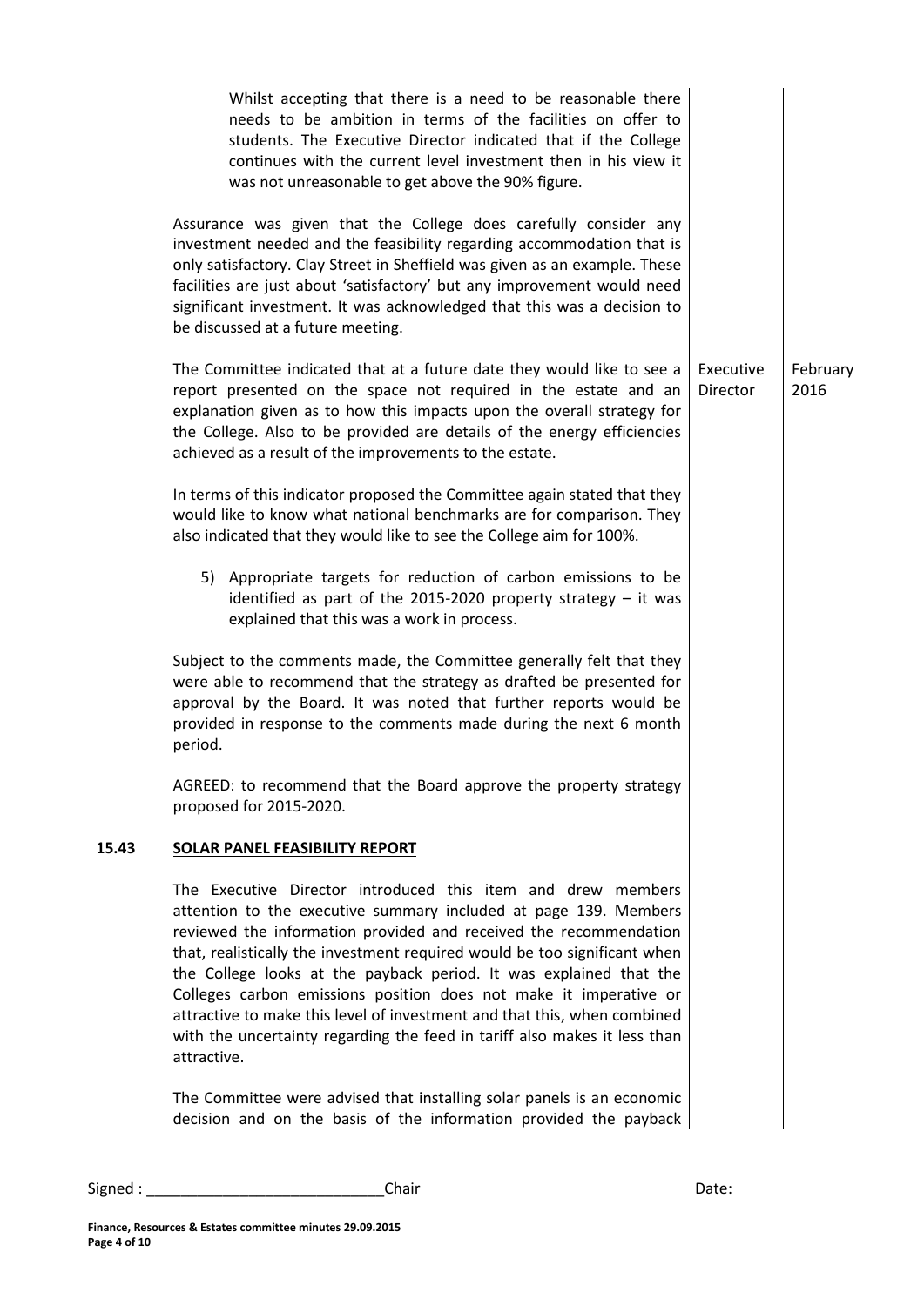Whilst accepting that there is a need to be reasonable there needs to be ambition in terms of the facilities on offer to students. The Executive Director indicated that if the College continues with the current level investment then in his view it was not unreasonable to get above the 90% figure.

Assurance was given that the College does carefully consider any investment needed and the feasibility regarding accommodation that is only satisfactory. Clay Street in Sheffield was given as an example. These facilities are just about 'satisfactory' but any improvement would need significant investment. It was acknowledged that this was a decision to be discussed at a future meeting.

| | | |
|---|---|---|
| The Committee indicated that at a future date they would like to see a report presented on the space not required in the estate and an explanation given as to how this impacts upon the overall strategy for the College. Also to be provided are details of the energy efficiencies achieved as a result of the improvements to the estate. | Executive Director | February 2016 |

In terms of this indicator proposed the Committee again stated that they would like to know what national benchmarks are for comparison. They also indicated that they would like to see the College aim for 100%.

5) Appropriate targets for reduction of carbon emissions to be identified as part of the 2015-2020 property strategy – it was explained that this was a work in process.

Subject to the comments made, the Committee generally felt that they were able to recommend that the strategy as drafted be presented for approval by the Board. It was noted that further reports would be provided in response to the comments made during the next 6 month period.

AGREED: to recommend that the Board approve the property strategy proposed for 2015-2020.

## 15.43 SOLAR PANEL FEASIBILITY REPORT

The Executive Director introduced this item and drew members attention to the executive summary included at page 139. Members reviewed the information provided and received the recommendation that, realistically the investment required would be too significant when the College looks at the payback period. It was explained that the Colleges carbon emissions position does not make it imperative or attractive to make this level of investment and that this, when combined with the uncertainty regarding the feed in tariff also makes it less than attractive.

The Committee were advised that installing solar panels is an economic decision and on the basis of the information provided the payback

Signed : ____________________________Chair Date: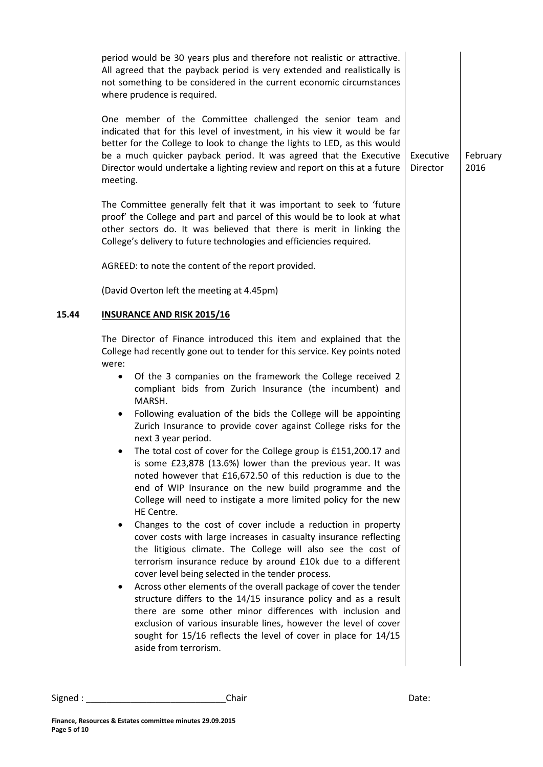period would be 30 years plus and therefore not realistic or attractive. All agreed that the payback period is very extended and realistically is not something to be considered in the current economic circumstances where prudence is required.

One member of the Committee challenged the senior team and indicated that for this level of investment, in his view it would be far better for the College to look to change the lights to LED, as this would be a much quicker payback period. It was agreed that the Executive Director would undertake a lighting review and report on this at a future meeting. — **Executive Director** — **February 2016**

The Committee generally felt that it was important to seek to 'future proof' the College and part and parcel of this would be to look at what other sectors do. It was believed that there is merit in linking the College's delivery to future technologies and efficiencies required.

AGREED: to note the content of the report provided.

(David Overton left the meeting at 4.45pm)

## 15.44 INSURANCE AND RISK 2015/16

The Director of Finance introduced this item and explained that the College had recently gone out to tender for this service. Key points noted were:

- Of the 3 companies on the framework the College received 2 compliant bids from Zurich Insurance (the incumbent) and MARSH.
- Following evaluation of the bids the College will be appointing Zurich Insurance to provide cover against College risks for the next 3 year period.
- The total cost of cover for the College group is £151,200.17 and is some £23,878 (13.6%) lower than the previous year. It was noted however that £16,672.50 of this reduction is due to the end of WIP Insurance on the new build programme and the College will need to instigate a more limited policy for the new HE Centre.
- Changes to the cost of cover include a reduction in property cover costs with large increases in casualty insurance reflecting the litigious climate. The College will also see the cost of terrorism insurance reduce by around £10k due to a different cover level being selected in the tender process.
- Across other elements of the overall package of cover the tender structure differs to the 14/15 insurance policy and as a result there are some other minor differences with inclusion and exclusion of various insurable lines, however the level of cover sought for 15/16 reflects the level of cover in place for 14/15 aside from terrorism.

Signed : \_\_\_\_\_\_\_\_\_\_\_\_\_\_\_\_\_\_\_\_\_\_\_\_\_\_\_\_Chair Date: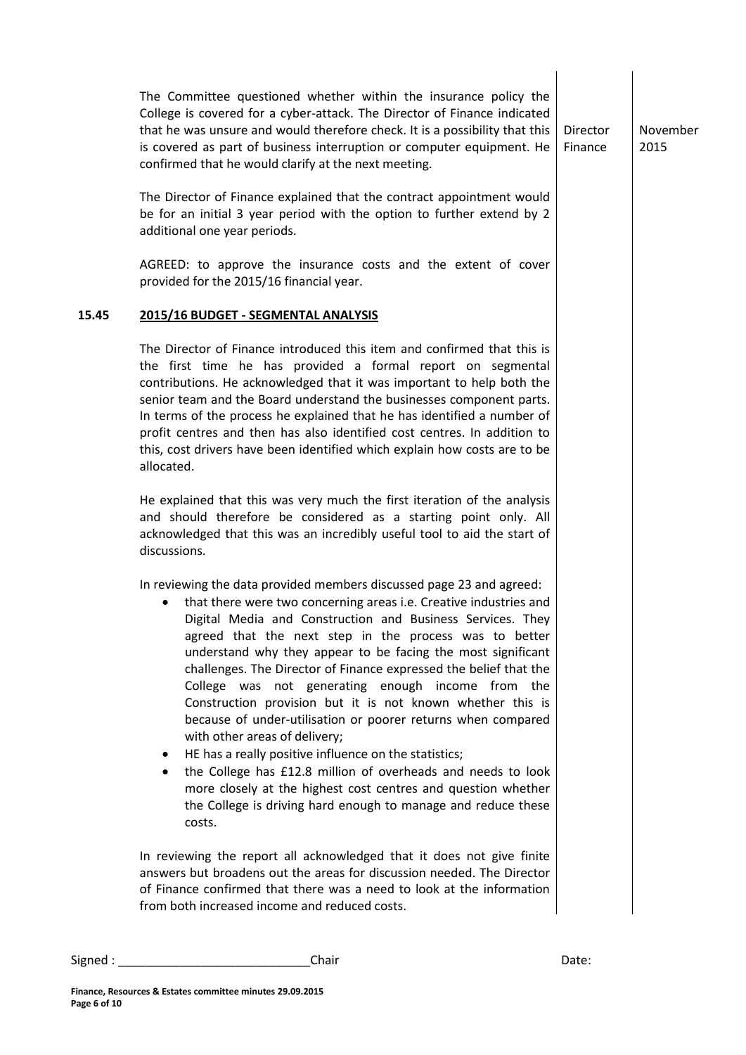| | | Action | Date |
|---|---|---|---|
| | The Committee questioned whether within the insurance policy the College is covered for a cyber-attack. The Director of Finance indicated that he was unsure and would therefore check. It is a possibility that this is covered as part of business interruption or computer equipment. He confirmed that he would clarify at the next meeting. | Director Finance | November 2015 |

The Director of Finance explained that the contract appointment would be for an initial 3 year period with the option to further extend by 2 additional one year periods.

AGREED: to approve the insurance costs and the extent of cover provided for the 2015/16 financial year.

## 15.45 2015/16 BUDGET - SEGMENTAL ANALYSIS

The Director of Finance introduced this item and confirmed that this is the first time he has provided a formal report on segmental contributions. He acknowledged that it was important to help both the senior team and the Board understand the businesses component parts. In terms of the process he explained that he has identified a number of profit centres and then has also identified cost centres. In addition to this, cost drivers have been identified which explain how costs are to be allocated.

He explained that this was very much the first iteration of the analysis and should therefore be considered as a starting point only. All acknowledged that this was an incredibly useful tool to aid the start of discussions.

In reviewing the data provided members discussed page 23 and agreed:

- that there were two concerning areas i.e. Creative industries and Digital Media and Construction and Business Services. They agreed that the next step in the process was to better understand why they appear to be facing the most significant challenges. The Director of Finance expressed the belief that the College was not generating enough income from the Construction provision but it is not known whether this is because of under-utilisation or poorer returns when compared with other areas of delivery;
- HE has a really positive influence on the statistics;
- the College has £12.8 million of overheads and needs to look more closely at the highest cost centres and question whether the College is driving hard enough to manage and reduce these costs.

In reviewing the report all acknowledged that it does not give finite answers but broadens out the areas for discussion needed. The Director of Finance confirmed that there was a need to look at the information from both increased income and reduced costs.

Signed : ____________________________Chair Date: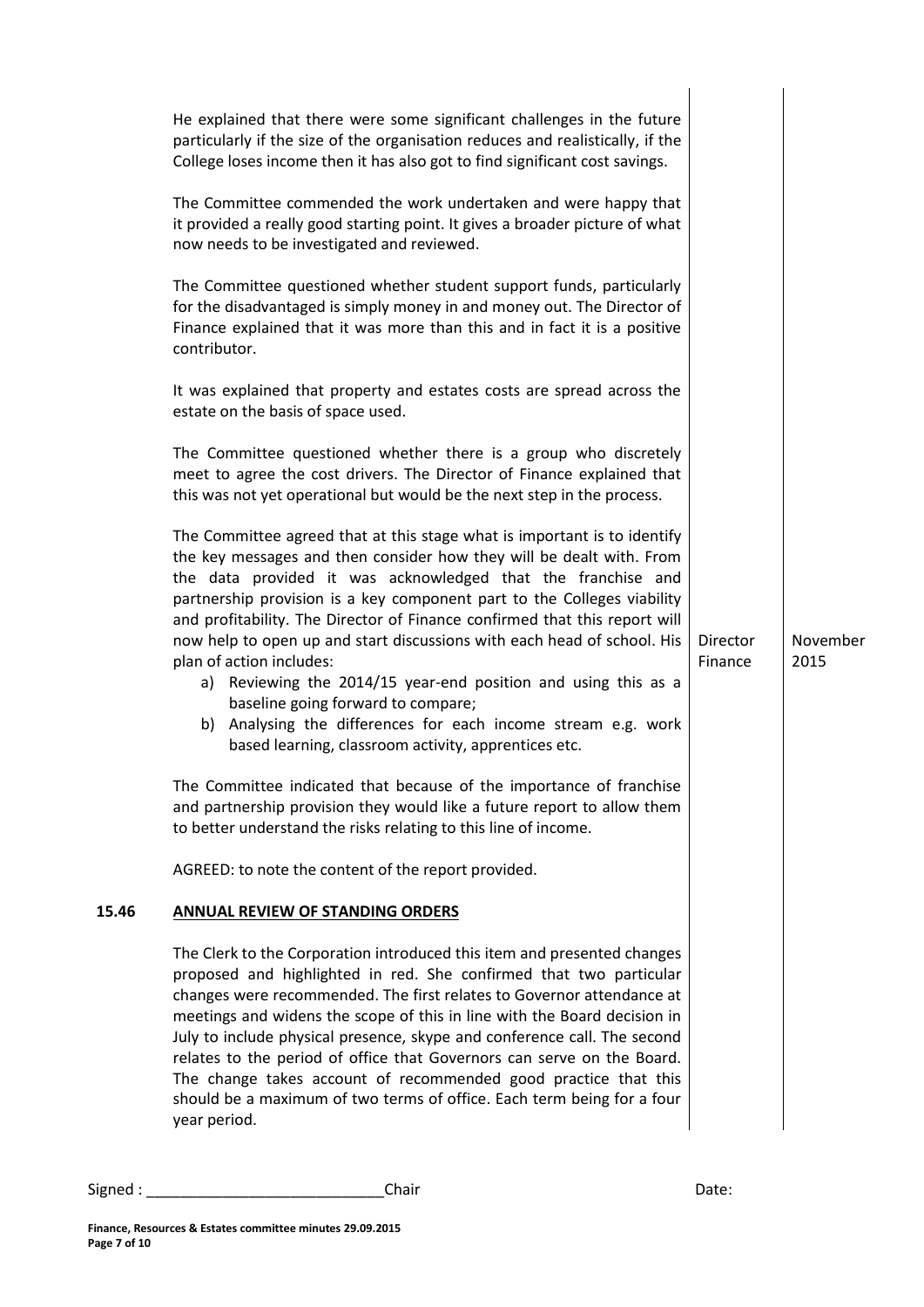He explained that there were some significant challenges in the future particularly if the size of the organisation reduces and realistically, if the College loses income then it has also got to find significant cost savings.

The Committee commended the work undertaken and were happy that it provided a really good starting point. It gives a broader picture of what now needs to be investigated and reviewed.

The Committee questioned whether student support funds, particularly for the disadvantaged is simply money in and money out. The Director of Finance explained that it was more than this and in fact it is a positive contributor.

It was explained that property and estates costs are spread across the estate on the basis of space used.

The Committee questioned whether there is a group who discretely meet to agree the cost drivers. The Director of Finance explained that this was not yet operational but would be the next step in the process.

The Committee agreed that at this stage what is important is to identify the key messages and then consider how they will be dealt with. From the data provided it was acknowledged that the franchise and partnership provision is a key component part to the Colleges viability and profitability. The Director of Finance confirmed that this report will now help to open up and start discussions with each head of school. His plan of action includes:

a) Reviewing the 2014/15 year-end position and using this as a baseline going forward to compare;
b) Analysing the differences for each income stream e.g. work based learning, classroom activity, apprentices etc.

**Action:** Director Finance — November 2015

The Committee indicated that because of the importance of franchise and partnership provision they would like a future report to allow them to better understand the risks relating to this line of income.

AGREED: to note the content of the report provided.

## 15.46 ANNUAL REVIEW OF STANDING ORDERS

The Clerk to the Corporation introduced this item and presented changes proposed and highlighted in red. She confirmed that two particular changes were recommended. The first relates to Governor attendance at meetings and widens the scope of this in line with the Board decision in July to include physical presence, skype and conference call. The second relates to the period of office that Governors can serve on the Board. The change takes account of recommended good practice that this should be a maximum of two terms of office. Each term being for a four year period.

Signed : ____________________________Chair Date: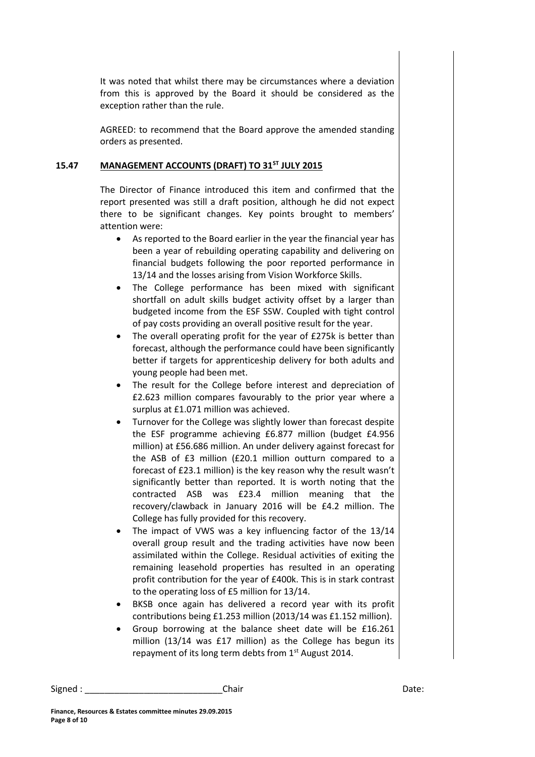It was noted that whilst there may be circumstances where a deviation from this is approved by the Board it should be considered as the exception rather than the rule.

AGREED: to recommend that the Board approve the amended standing orders as presented.

## 15.47 MANAGEMENT ACCOUNTS (DRAFT) TO 31ST JULY 2015

The Director of Finance introduced this item and confirmed that the report presented was still a draft position, although he did not expect there to be significant changes. Key points brought to members' attention were:

- As reported to the Board earlier in the year the financial year has been a year of rebuilding operating capability and delivering on financial budgets following the poor reported performance in 13/14 and the losses arising from Vision Workforce Skills.
- The College performance has been mixed with significant shortfall on adult skills budget activity offset by a larger than budgeted income from the ESF SSW. Coupled with tight control of pay costs providing an overall positive result for the year.
- The overall operating profit for the year of £275k is better than forecast, although the performance could have been significantly better if targets for apprenticeship delivery for both adults and young people had been met.
- The result for the College before interest and depreciation of £2.623 million compares favourably to the prior year where a surplus at £1.071 million was achieved.
- Turnover for the College was slightly lower than forecast despite the ESF programme achieving £6.877 million (budget £4.956 million) at £56.686 million. An under delivery against forecast for the ASB of £3 million (£20.1 million outturn compared to a forecast of £23.1 million) is the key reason why the result wasn't significantly better than reported. It is worth noting that the contracted ASB was £23.4 million meaning that the recovery/clawback in January 2016 will be £4.2 million. The College has fully provided for this recovery.
- The impact of VWS was a key influencing factor of the 13/14 overall group result and the trading activities have now been assimilated within the College. Residual activities of exiting the remaining leasehold properties has resulted in an operating profit contribution for the year of £400k. This is in stark contrast to the operating loss of £5 million for 13/14.
- BKSB once again has delivered a record year with its profit contributions being £1.253 million (2013/14 was £1.152 million).
- Group borrowing at the balance sheet date will be £16.261 million (13/14 was £17 million) as the College has begun its repayment of its long term debts from 1st August 2014.

Signed : ____________________________ Chair Date: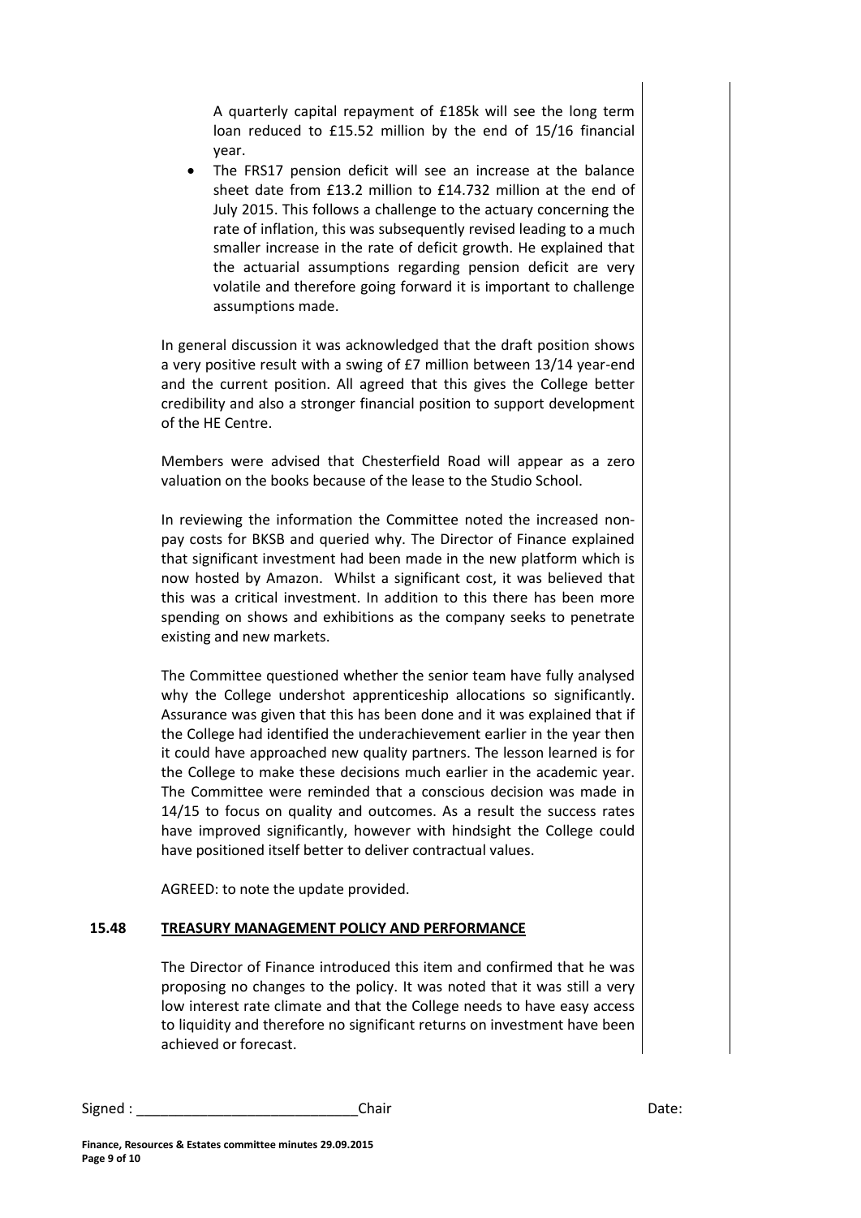A quarterly capital repayment of £185k will see the long term loan reduced to £15.52 million by the end of 15/16 financial year.

- The FRS17 pension deficit will see an increase at the balance sheet date from £13.2 million to £14.732 million at the end of July 2015. This follows a challenge to the actuary concerning the rate of inflation, this was subsequently revised leading to a much smaller increase in the rate of deficit growth. He explained that the actuarial assumptions regarding pension deficit are very volatile and therefore going forward it is important to challenge assumptions made.

In general discussion it was acknowledged that the draft position shows a very positive result with a swing of £7 million between 13/14 year-end and the current position. All agreed that this gives the College better credibility and also a stronger financial position to support development of the HE Centre.

Members were advised that Chesterfield Road will appear as a zero valuation on the books because of the lease to the Studio School.

In reviewing the information the Committee noted the increased non-pay costs for BKSB and queried why. The Director of Finance explained that significant investment had been made in the new platform which is now hosted by Amazon. Whilst a significant cost, it was believed that this was a critical investment. In addition to this there has been more spending on shows and exhibitions as the company seeks to penetrate existing and new markets.

The Committee questioned whether the senior team have fully analysed why the College undershot apprenticeship allocations so significantly. Assurance was given that this has been done and it was explained that if the College had identified the underachievement earlier in the year then it could have approached new quality partners. The lesson learned is for the College to make these decisions much earlier in the academic year. The Committee were reminded that a conscious decision was made in 14/15 to focus on quality and outcomes. As a result the success rates have improved significantly, however with hindsight the College could have positioned itself better to deliver contractual values.

AGREED: to note the update provided.

## 15.48 TREASURY MANAGEMENT POLICY AND PERFORMANCE

The Director of Finance introduced this item and confirmed that he was proposing no changes to the policy. It was noted that it was still a very low interest rate climate and that the College needs to have easy access to liquidity and therefore no significant returns on investment have been achieved or forecast.

Signed : ____________________________Chair Date: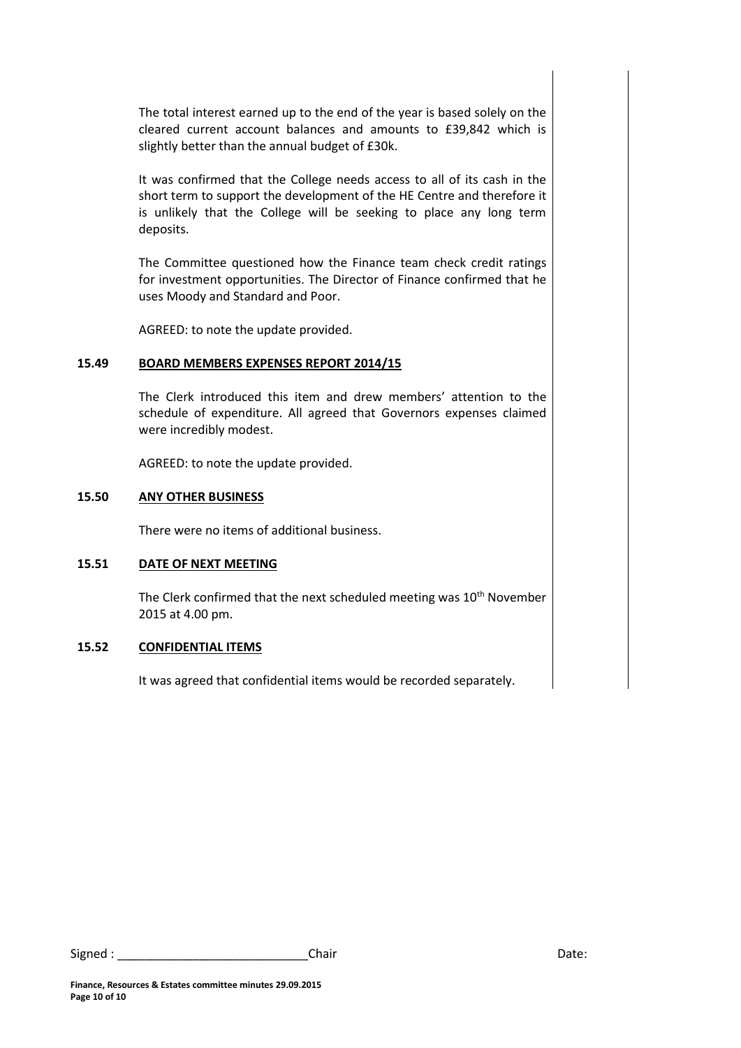The total interest earned up to the end of the year is based solely on the cleared current account balances and amounts to £39,842 which is slightly better than the annual budget of £30k.

It was confirmed that the College needs access to all of its cash in the short term to support the development of the HE Centre and therefore it is unlikely that the College will be seeking to place any long term deposits.

The Committee questioned how the Finance team check credit ratings for investment opportunities. The Director of Finance confirmed that he uses Moody and Standard and Poor.

AGREED: to note the update provided.

**15.49 BOARD MEMBERS EXPENSES REPORT 2014/15**

The Clerk introduced this item and drew members' attention to the schedule of expenditure. All agreed that Governors expenses claimed were incredibly modest.

AGREED: to note the update provided.

**15.50 ANY OTHER BUSINESS**

There were no items of additional business.

**15.51 DATE OF NEXT MEETING**

The Clerk confirmed that the next scheduled meeting was 10th November 2015 at 4.00 pm.

**15.52 CONFIDENTIAL ITEMS**

It was agreed that confidential items would be recorded separately.

Signed : ____________________________Chair Date: